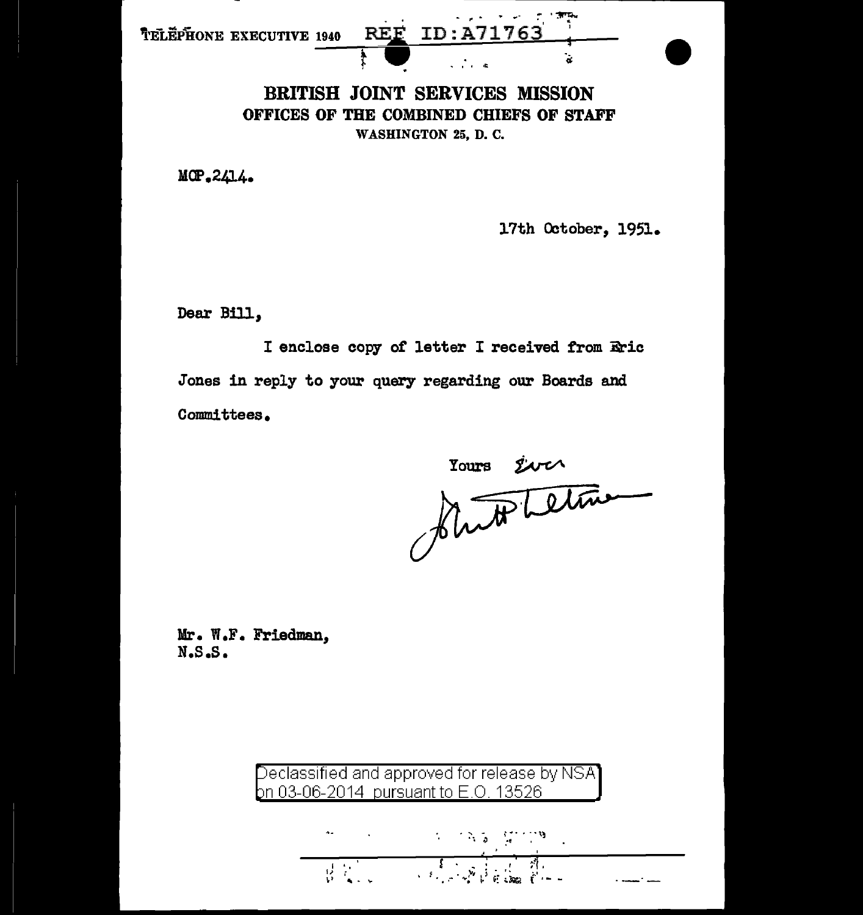TELEPHONE EXECUTIVE 1940 REF ID:A71763

# BRITISH JOINT SERVICES MISSION

## OFFICES OF THE COMBINED CHIEFS OF STAFF

WASHINGTON 25, D. C.

MCP.2414.

17th October, 1951.

Dear Bill,

I enclose copy of letter I received from Eric Jones in reply to your query regarding our Boards and Committees.

Yours Ever

[signature]

Mr. W.F. Friedman,
N.S.S.

Declassified and approved for release by NSA on 03-06-2014 pursuant to E.O. 13526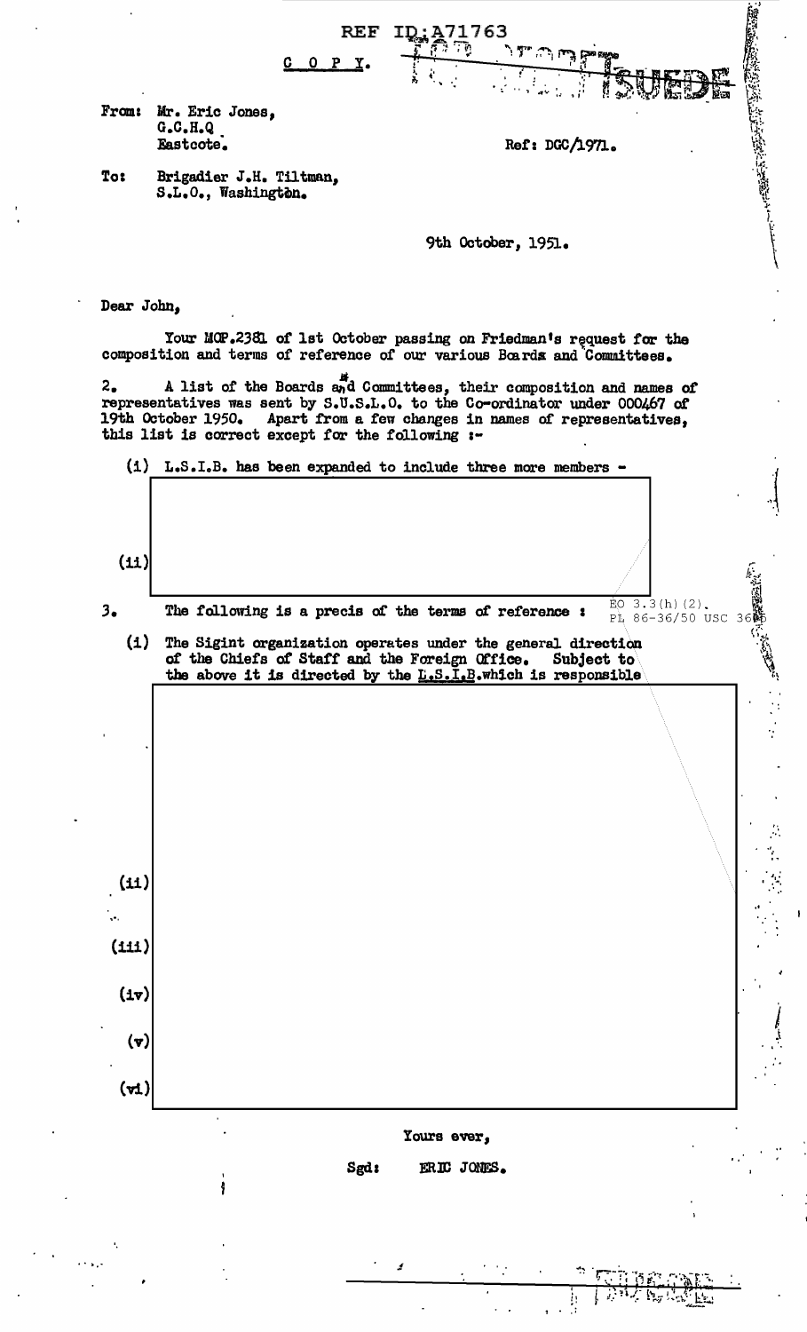REF ID:A71763

COPY.

SUEDE

From: Mr. Eric Jones,
G.C.H.Q
Eastcote.

Ref: DGC/1971.

To: Brigadier J.H. Tiltman,
S.L.O., Washington.

9th October, 1951.

Dear John,

Your MOP.2381 of 1st October passing on Friedman's request for the composition and terms of reference of our various Boards and Committees.

2. A list of the Boards and Committees, their composition and names of representatives was sent by S.U.S.L.O. to the Co-ordinator under 000467 of 19th October 1950. Apart from a few changes in names of representatives, this list is correct except for the following :-

(i) L.S.I.B. has been expanded to include three more members -

(ii)

EO 3.3(h)(2)
PL 86-36/50 USC 3605

3. The following is a precis of the terms of reference :

(i) The Sigint organization operates under the general direction of the Chiefs of Staff and the Foreign Office. Subject to the above it is directed by the L.S.I.B. which is responsible

(ii)

(iii)

(iv)

(v)

(vi)

Yours ever,

Sgd: ERIC JONES.

SUEDE